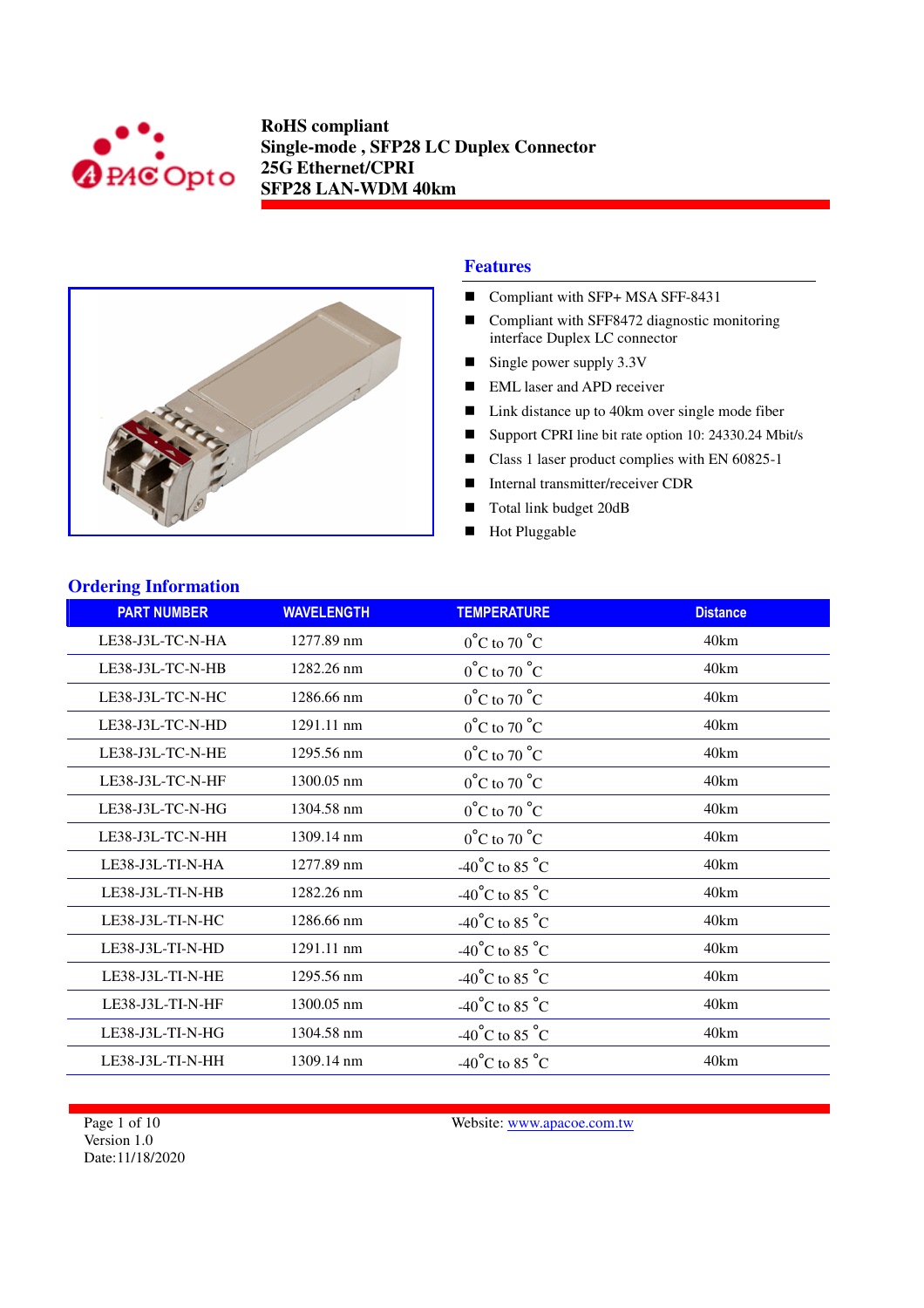**RoHS compliant**
**Single-mode , SFP28 LC Duplex Connector**
**25G Ethernet/CPRI**
**SFP28 LAN-WDM 40km**

## Features

- Compliant with SFP+ MSA SFF-8431
- Compliant with SFF8472 diagnostic monitoring interface Duplex LC connector
- Single power supply 3.3V
- EML laser and APD receiver
- Link distance up to 40km over single mode fiber
- Support CPRI line bit rate option 10: 24330.24 Mbit/s
- Class 1 laser product complies with EN 60825-1
- Internal transmitter/receiver CDR
- Total link budget 20dB
- Hot Pluggable

## Ordering Information

| PART NUMBER | WAVELENGTH | TEMPERATURE | Distance |
|---|---|---|---|
| LE38-J3L-TC-N-HA | 1277.89 nm | 0°C to 70 °C | 40km |
| LE38-J3L-TC-N-HB | 1282.26 nm | 0°C to 70 °C | 40km |
| LE38-J3L-TC-N-HC | 1286.66 nm | 0°C to 70 °C | 40km |
| LE38-J3L-TC-N-HD | 1291.11 nm | 0°C to 70 °C | 40km |
| LE38-J3L-TC-N-HE | 1295.56 nm | 0°C to 70 °C | 40km |
| LE38-J3L-TC-N-HF | 1300.05 nm | 0°C to 70 °C | 40km |
| LE38-J3L-TC-N-HG | 1304.58 nm | 0°C to 70 °C | 40km |
| LE38-J3L-TC-N-HH | 1309.14 nm | 0°C to 70 °C | 40km |
| LE38-J3L-TI-N-HA | 1277.89 nm | -40°C to 85 °C | 40km |
| LE38-J3L-TI-N-HB | 1282.26 nm | -40°C to 85 °C | 40km |
| LE38-J3L-TI-N-HC | 1286.66 nm | -40°C to 85 °C | 40km |
| LE38-J3L-TI-N-HD | 1291.11 nm | -40°C to 85 °C | 40km |
| LE38-J3L-TI-N-HE | 1295.56 nm | -40°C to 85 °C | 40km |
| LE38-J3L-TI-N-HF | 1300.05 nm | -40°C to 85 °C | 40km |
| LE38-J3L-TI-N-HG | 1304.58 nm | -40°C to 85 °C | 40km |
| LE38-J3L-TI-N-HH | 1309.14 nm | -40°C to 85 °C | 40km |

Version 1.0
Date:11/18/2020

Website: www.apacoe.com.tw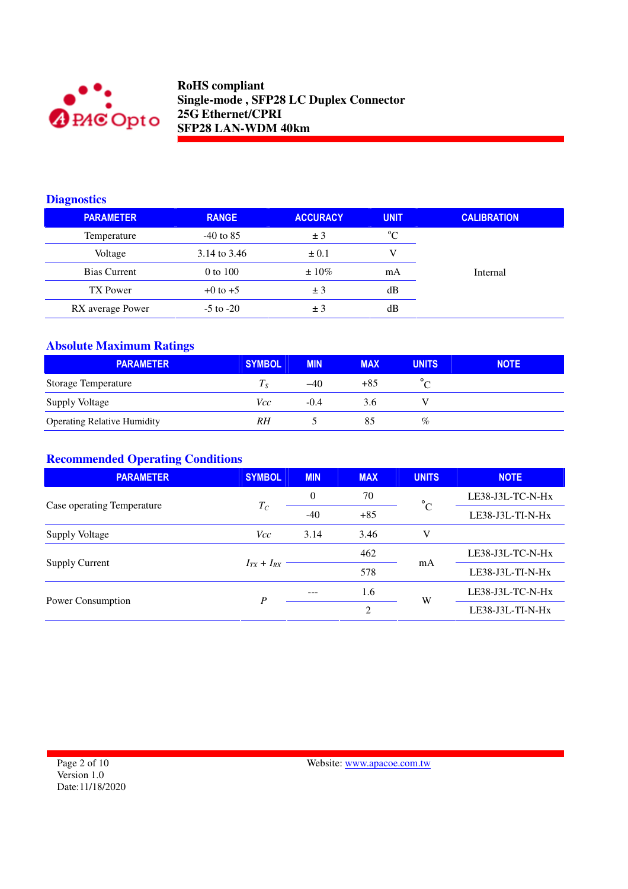## Diagnostics

| PARAMETER | RANGE | ACCURACY | UNIT | CALIBRATION |
|---|---|---|---|---|
| Temperature | -40 to 85 | ± 3 | °C | Internal |
| Voltage | 3.14 to 3.46 | ± 0.1 | V | |
| Bias Current | 0 to 100 | ± 10% | mA | |
| TX Power | +0 to +5 | ± 3 | dB | |
| RX average Power | -5 to -20 | ± 3 | dB | |

## Absolute Maximum Ratings

| PARAMETER | SYMBOL | MIN | MAX | UNITS | NOTE |
|---|---|---|---|---|---|
| Storage Temperature | $T_S$ | –40 | +85 | °C | |
| Supply Voltage | $Vcc$ | -0.4 | 3.6 | V | |
| Operating Relative Humidity | $RH$ | 5 | 85 | % | |

## Recommended Operating Conditions

| PARAMETER | SYMBOL | MIN | MAX | UNITS | NOTE |
|---|---|---|---|---|---|
| Case operating Temperature | $T_C$ | 0 | 70 | °C | LE38-J3L-TC-N-Hx |
| | | -40 | +85 | | LE38-J3L-TI-N-Hx |
| Supply Voltage | $Vcc$ | 3.14 | 3.46 | V | |
| Supply Current | $I_{TX} + I_{RX}$ | | 462 | mA | LE38-J3L-TC-N-Hx |
| | | | 578 | | LE38-J3L-TI-N-Hx |
| Power Consumption | $P$ | --- | 1.6 | W | LE38-J3L-TC-N-Hx |
| | | | 2 | | LE38-J3L-TI-N-Hx |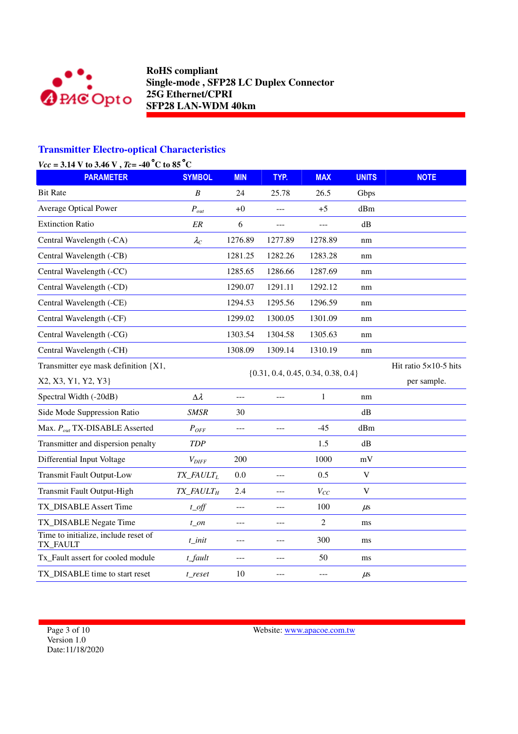## Transmitter Electro-optical Characteristics

*Vcc* = 3.14 V to 3.46 V , *Tc*= -40 °C to 85 °C

| PARAMETER | SYMBOL | MIN | TYP. | MAX | UNITS | NOTE |
|---|---|---|---|---|---|---|
| Bit Rate | $B$ | 24 | 25.78 | 26.5 | Gbps | |
| Average Optical Power | $P_{out}$ | +0 | --- | +5 | dBm | |
| Extinction Ratio | $ER$ | 6 | --- | --- | dB | |
| Central Wavelength (-CA) | $\lambda_C$ | 1276.89 | 1277.89 | 1278.89 | nm | |
| Central Wavelength (-CB) | | 1281.25 | 1282.26 | 1283.28 | nm | |
| Central Wavelength (-CC) | | 1285.65 | 1286.66 | 1287.69 | nm | |
| Central Wavelength (-CD) | | 1290.07 | 1291.11 | 1292.12 | nm | |
| Central Wavelength (-CE) | | 1294.53 | 1295.56 | 1296.59 | nm | |
| Central Wavelength (-CF) | | 1299.02 | 1300.05 | 1301.09 | nm | |
| Central Wavelength (-CG) | | 1303.54 | 1304.58 | 1305.63 | nm | |
| Central Wavelength (-CH) | | 1308.09 | 1309.14 | 1310.19 | nm | |
| Transmitter eye mask definition {X1, X2, X3, Y1, Y2, Y3} | | {0.31, 0.4, 0.45, 0.34, 0.38, 0.4} | | | | Hit ratio 5×10-5 hits per sample. |
| Spectral Width (-20dB) | $\Delta\lambda$ | --- | --- | 1 | nm | |
| Side Mode Suppression Ratio | $SMSR$ | 30 | | | dB | |
| Max. $P_{out}$ TX-DISABLE Asserted | $P_{OFF}$ | --- | --- | -45 | dBm | |
| Transmitter and dispersion penalty | $TDP$ | | | 1.5 | dB | |
| Differential Input Voltage | $V_{DIFF}$ | 200 | | 1000 | mV | |
| Transmit Fault Output-Low | $TX\_FAULT_L$ | 0.0 | --- | 0.5 | V | |
| Transmit Fault Output-High | $TX\_FAULT_H$ | 2.4 | --- | $V_{CC}$ | V | |
| TX_DISABLE Assert Time | *t_off* | --- | --- | 100 | µs | |
| TX_DISABLE Negate Time | *t_on* | --- | --- | 2 | ms | |
| Time to initialize, include reset of TX_FAULT | *t_init* | --- | --- | 300 | ms | |
| Tx_Fault assert for cooled module | *t_fault* | --- | --- | 50 | ms | |
| TX_DISABLE time to start reset | *t_reset* | 10 | --- | --- | µs | |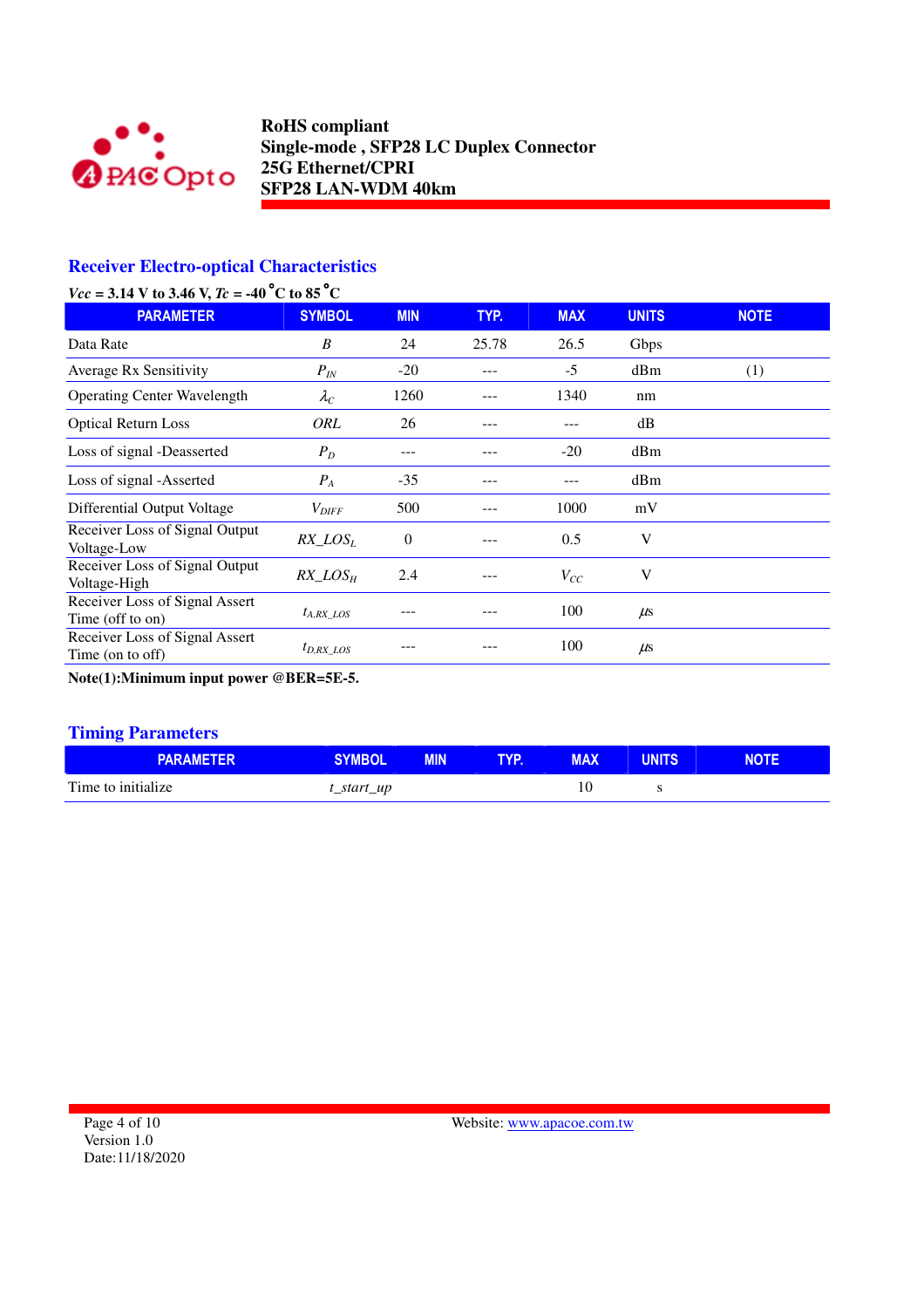## Receiver Electro-optical Characteristics

*Vcc* = 3.14 V to 3.46 V, *Tc* = -40 °C to 85 °C

| PARAMETER | SYMBOL | MIN | TYP. | MAX | UNITS | NOTE |
|---|---|---|---|---|---|---|
| Data Rate | *B* | 24 | 25.78 | 26.5 | Gbps | |
| Average Rx Sensitivity | $P_{IN}$ | -20 | --- | -5 | dBm | (1) |
| Operating Center Wavelength | $\lambda_C$ | 1260 | --- | 1340 | nm | |
| Optical Return Loss | *ORL* | 26 | --- | --- | dB | |
| Loss of signal -Deasserted | $P_D$ | --- | --- | -20 | dBm | |
| Loss of signal -Asserted | $P_A$ | -35 | --- | --- | dBm | |
| Differential Output Voltage | $V_{DIFF}$ | 500 | --- | 1000 | mV | |
| Receiver Loss of Signal Output Voltage-Low | $RX\_LOS_L$ | 0 | --- | 0.5 | V | |
| Receiver Loss of Signal Output Voltage-High | $RX\_LOS_H$ | 2.4 | --- | $V_{CC}$ | V | |
| Receiver Loss of Signal Assert Time (off to on) | $t_{A,RX\_LOS}$ | --- | --- | 100 | $\mu$s | |
| Receiver Loss of Signal Assert Time (on to off) | $t_{D,RX\_LOS}$ | --- | --- | 100 | $\mu$s | |

**Note(1):Minimum input power @BER=5E-5.**

## Timing Parameters

| PARAMETER | SYMBOL | MIN | TYP. | MAX | UNITS | NOTE |
|---|---|---|---|---|---|---|
| Time to initialize | *t_start_up* | | | 10 | s | |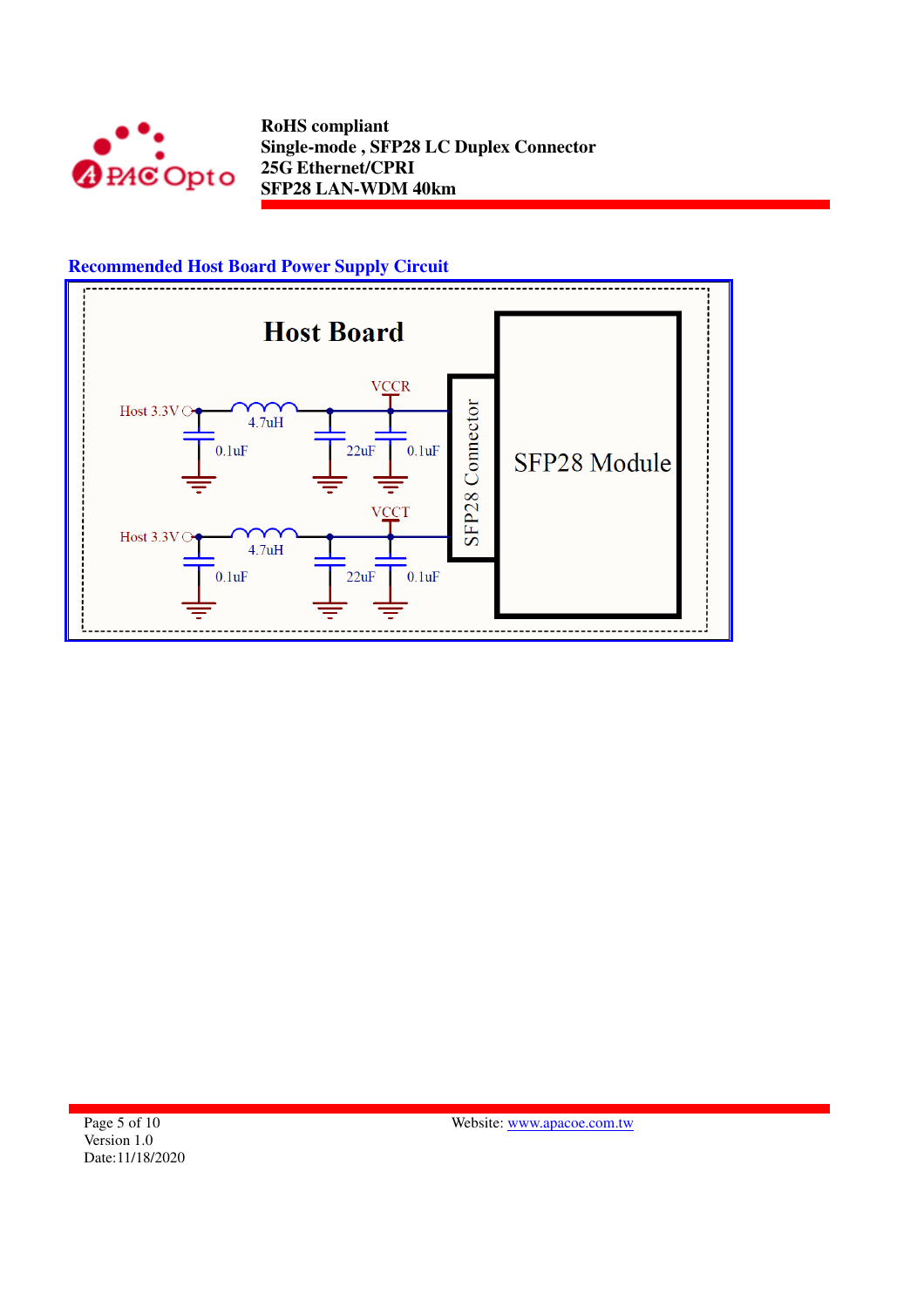## Recommended Host Board Power Supply Circuit

Host Board

Host 3.3V — 4.7uH — VCCR; 0.1uF, 22uF, 0.1uF

Host 3.3V — 4.7uH — VCCT; 0.1uF, 22uF, 0.1uF

SFP28 Connector

SFP28 Module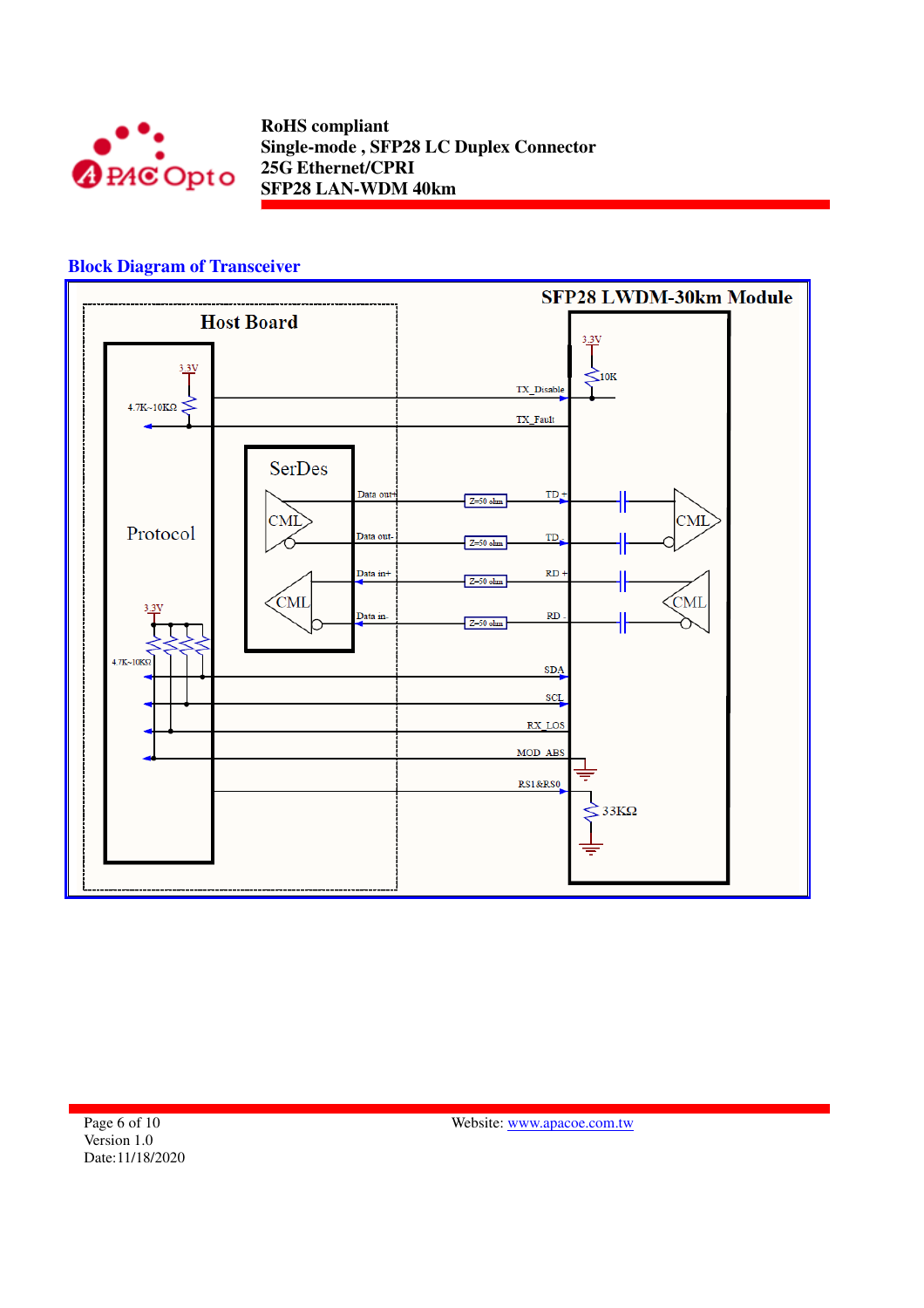## Block Diagram of Transceiver

SFP28 LWDM-30km Module

Host Board

Protocol

SerDes

CML

CML

CML

CML

3.3V

4.7K~10KΩ

3.3V

4.7K~10KΩ

3.3V

10K

TX_Disable

TX_Fault

Data out+

Data out-

Data in+

Data in-

Z=50 ohm

Z=50 ohm

Z=50 ohm

Z=50 ohm

TD +

TD -

RD +

RD -

SDA

SCL

RX_LOS

MOD_ABS

RS1&RS0

33KΩ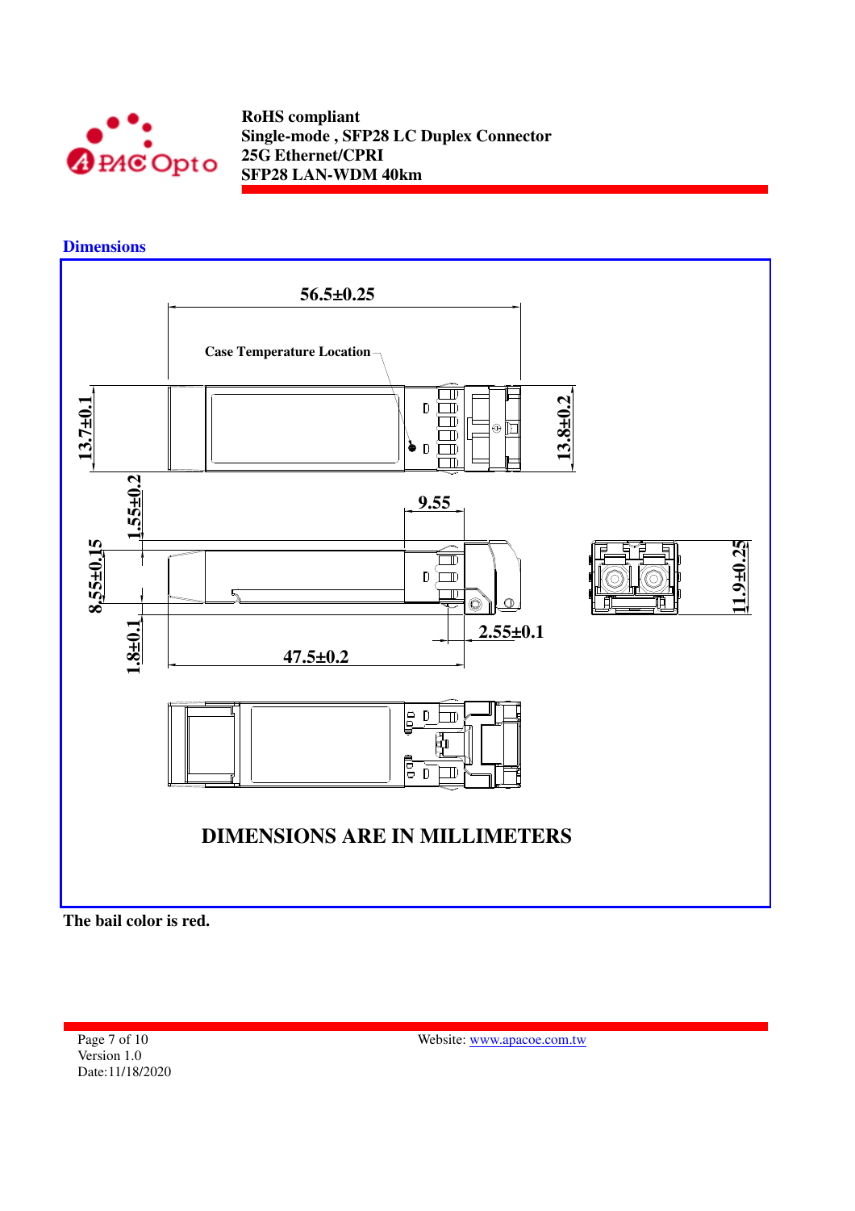## Dimensions

Case Temperature Location

56.5±0.25

13.7±0.1

13.8±0.2

1.55±0.2

9.55

8.55±0.15

11.9±0.25

2.55±0.1

1.8±0.1

47.5±0.2

**DIMENSIONS ARE IN MILLIMETERS**

**The bail color is red.**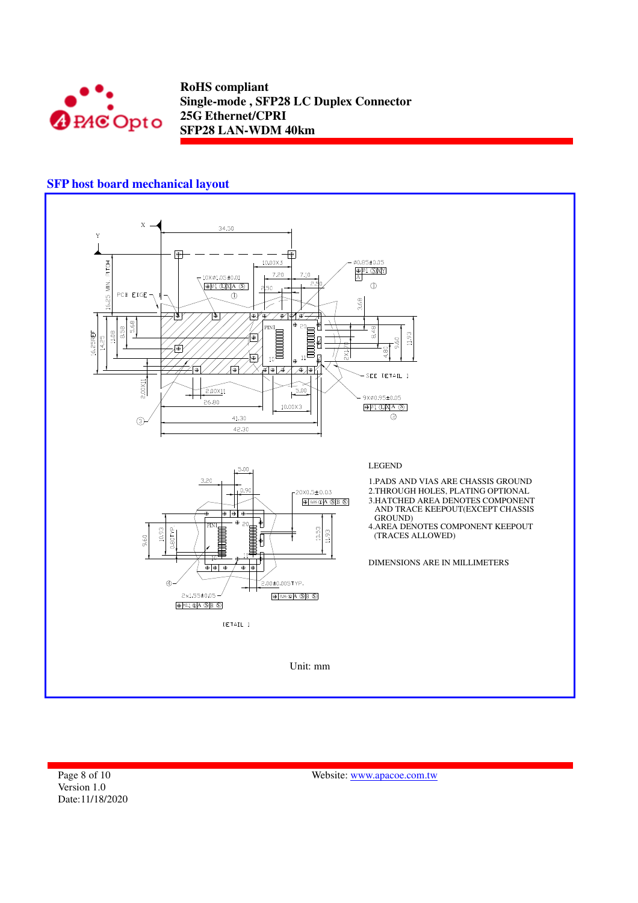## SFP host board mechanical layout

LEGEND

1.PADS AND VIAS ARE CHASSIS GROUND
2.THROUGH HOLES, PLATING OPTIONAL
3.HATCHED AREA DENOTES COMPONENT AND TRACE KEEPOUT(EXCEPT CHASSIS GROUND)
4.AREA DENOTES COMPONENT KEEPOUT (TRACES ALLOWED)

DIMENSIONS ARE IN MILLIMETERS

DETAIL 1

Unit: mm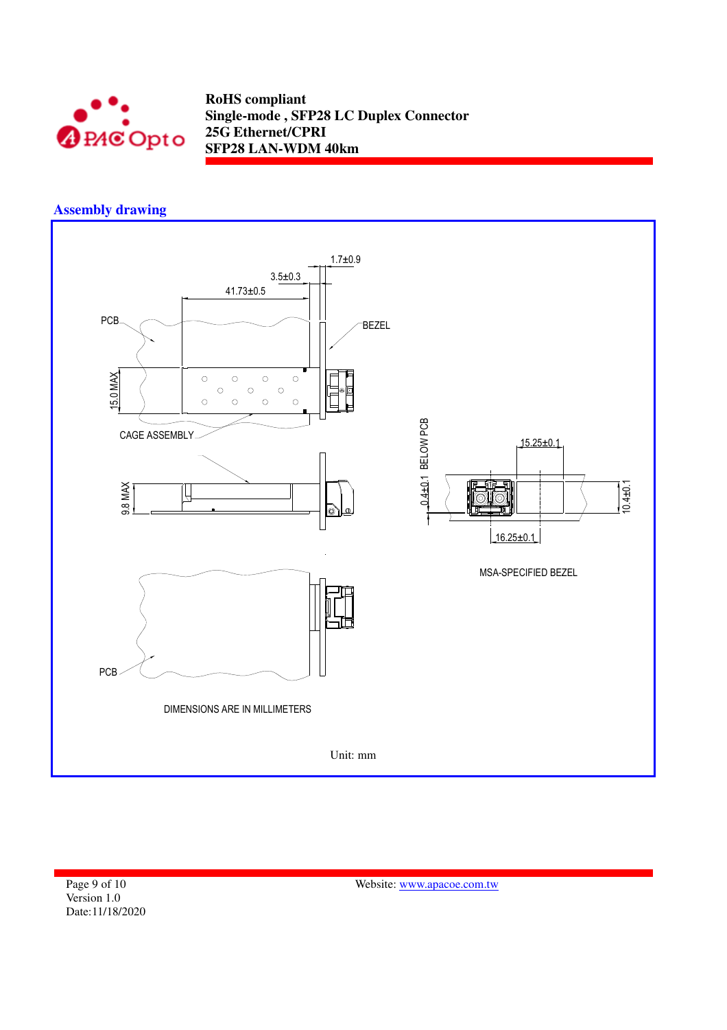## Assembly drawing

1.7±0.9

3.5±0.3

41.73±0.5

PCB

BEZEL

15.0 MAX

CAGE ASSEMBLY

9.8 MAX

0.4±0.1 BELOW PCB

15.25±0.1

10.4±0.1

16.25±0.1

MSA-SPECIFIED BEZEL

PCB

DIMENSIONS ARE IN MILLIMETERS

Unit: mm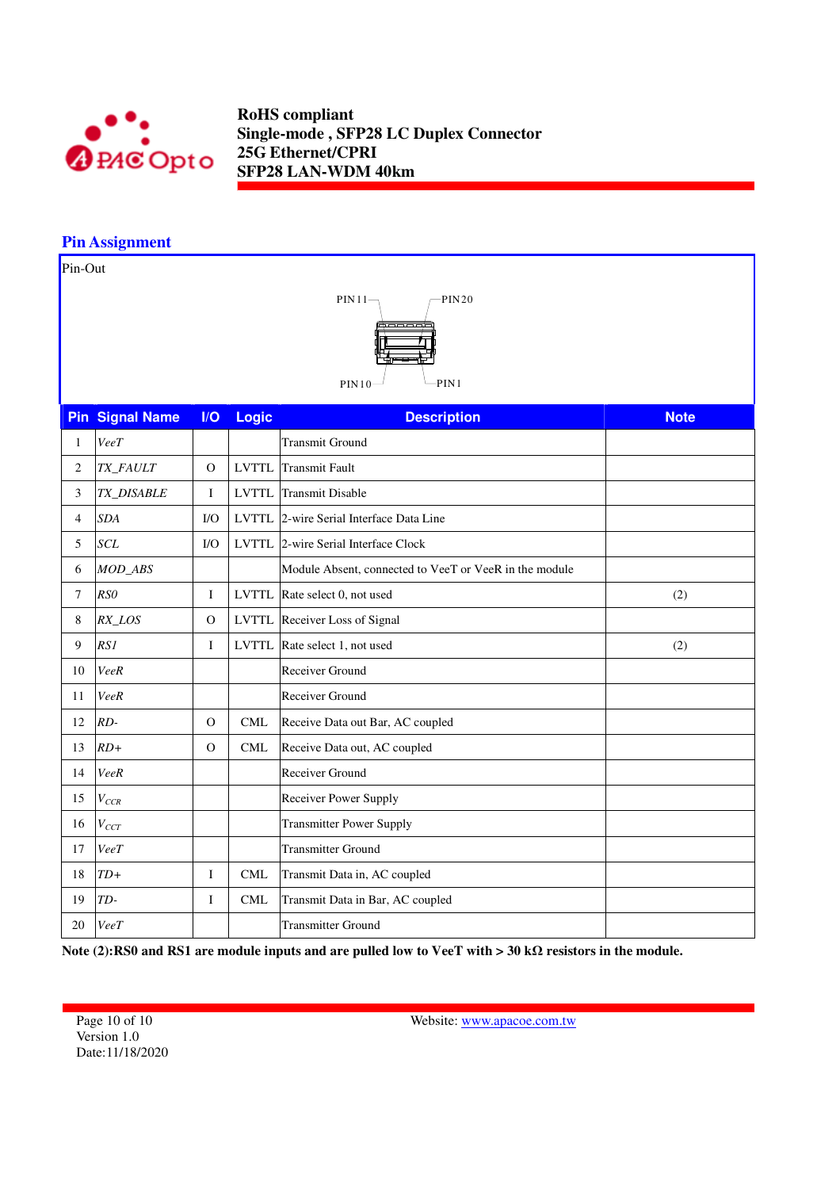## Pin Assignment

Pin-Out

PIN11 PIN20

PIN10 PIN1

| Pin | Signal Name | I/O | Logic | Description | Note |
|---|---|---|---|---|---|
| 1 | *VeeT* | | | Transmit Ground | |
| 2 | *TX_FAULT* | O | LVTTL | Transmit Fault | |
| 3 | *TX_DISABLE* | I | LVTTL | Transmit Disable | |
| 4 | *SDA* | I/O | LVTTL | 2-wire Serial Interface Data Line | |
| 5 | *SCL* | I/O | LVTTL | 2-wire Serial Interface Clock | |
| 6 | *MOD_ABS* | | | Module Absent, connected to VeeT or VeeR in the module | |
| 7 | *RS0* | I | LVTTL | Rate select 0, not used | (2) |
| 8 | *RX_LOS* | O | LVTTL | Receiver Loss of Signal | |
| 9 | *RS1* | I | LVTTL | Rate select 1, not used | (2) |
| 10 | *VeeR* | | | Receiver Ground | |
| 11 | *VeeR* | | | Receiver Ground | |
| 12 | *RD-* | O | CML | Receive Data out Bar, AC coupled | |
| 13 | *RD+* | O | CML | Receive Data out, AC coupled | |
| 14 | *VeeR* | | | Receiver Ground | |
| 15 | $V_{CCR}$ | | | Receiver Power Supply | |
| 16 | $V_{CCT}$ | | | Transmitter Power Supply | |
| 17 | *VeeT* | | | Transmitter Ground | |
| 18 | *TD+* | I | CML | Transmit Data in, AC coupled | |
| 19 | *TD-* | I | CML | Transmit Data in Bar, AC coupled | |
| 20 | *VeeT* | | | Transmitter Ground | |

**Note (2):RS0 and RS1 are module inputs and are pulled low to VeeT with > 30 kΩ resistors in the module.**